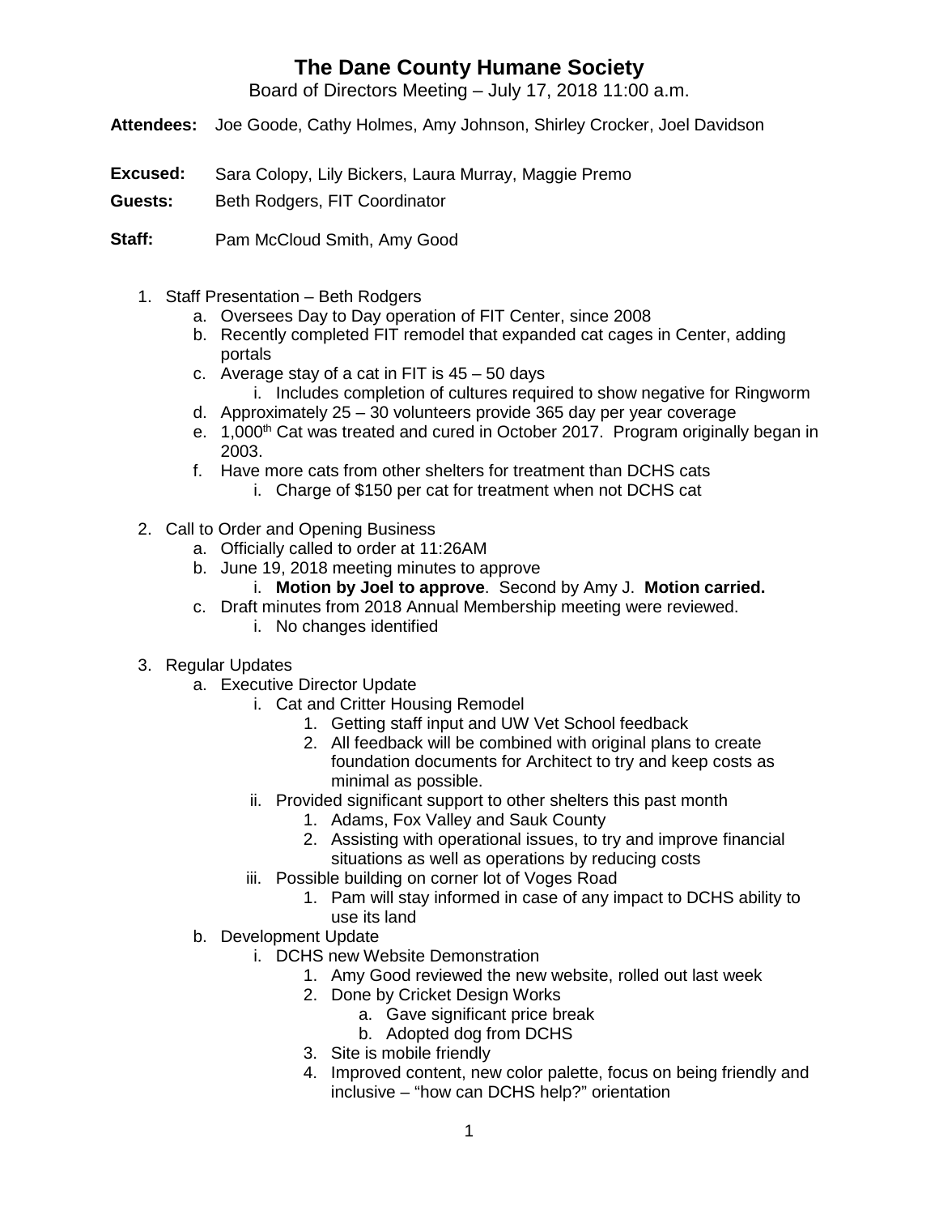# The Dane County Humane Society

Board of Directors Meeting – July 17, 2018 11:00 a.m.

**Attendees:** Joe Goode, Cathy Holmes, Amy Johnson, Shirley Crocker, Joel Davidson

**Excused:** Sara Colopy, Lily Bickers, Laura Murray, Maggie Premo

**Guests:** Beth Rodgers, FIT Coordinator

**Staff:** Pam McCloud Smith, Amy Good

1. Staff Presentation – Beth Rodgers
    a. Oversees Day to Day operation of FIT Center, since 2008
    b. Recently completed FIT remodel that expanded cat cages in Center, adding portals
    c. Average stay of a cat in FIT is 45 – 50 days
        i. Includes completion of cultures required to show negative for Ringworm
    d. Approximately 25 – 30 volunteers provide 365 day per year coverage
    e. 1,000th Cat was treated and cured in October 2017. Program originally began in 2003.
    f. Have more cats from other shelters for treatment than DCHS cats
        i. Charge of $150 per cat for treatment when not DCHS cat

2. Call to Order and Opening Business
    a. Officially called to order at 11:26AM
    b. June 19, 2018 meeting minutes to approve
        i. **Motion by Joel to approve**. Second by Amy J. **Motion carried.**
    c. Draft minutes from 2018 Annual Membership meeting were reviewed.
        i. No changes identified

3. Regular Updates
    a. Executive Director Update
        i. Cat and Critter Housing Remodel
            1. Getting staff input and UW Vet School feedback
            2. All feedback will be combined with original plans to create foundation documents for Architect to try and keep costs as minimal as possible.
        ii. Provided significant support to other shelters this past month
            1. Adams, Fox Valley and Sauk County
            2. Assisting with operational issues, to try and improve financial situations as well as operations by reducing costs
        iii. Possible building on corner lot of Voges Road
            1. Pam will stay informed in case of any impact to DCHS ability to use its land
    b. Development Update
        i. DCHS new Website Demonstration
            1. Amy Good reviewed the new website, rolled out last week
            2. Done by Cricket Design Works
                a. Gave significant price break
                b. Adopted dog from DCHS
            3. Site is mobile friendly
            4. Improved content, new color palette, focus on being friendly and inclusive – "how can DCHS help?" orientation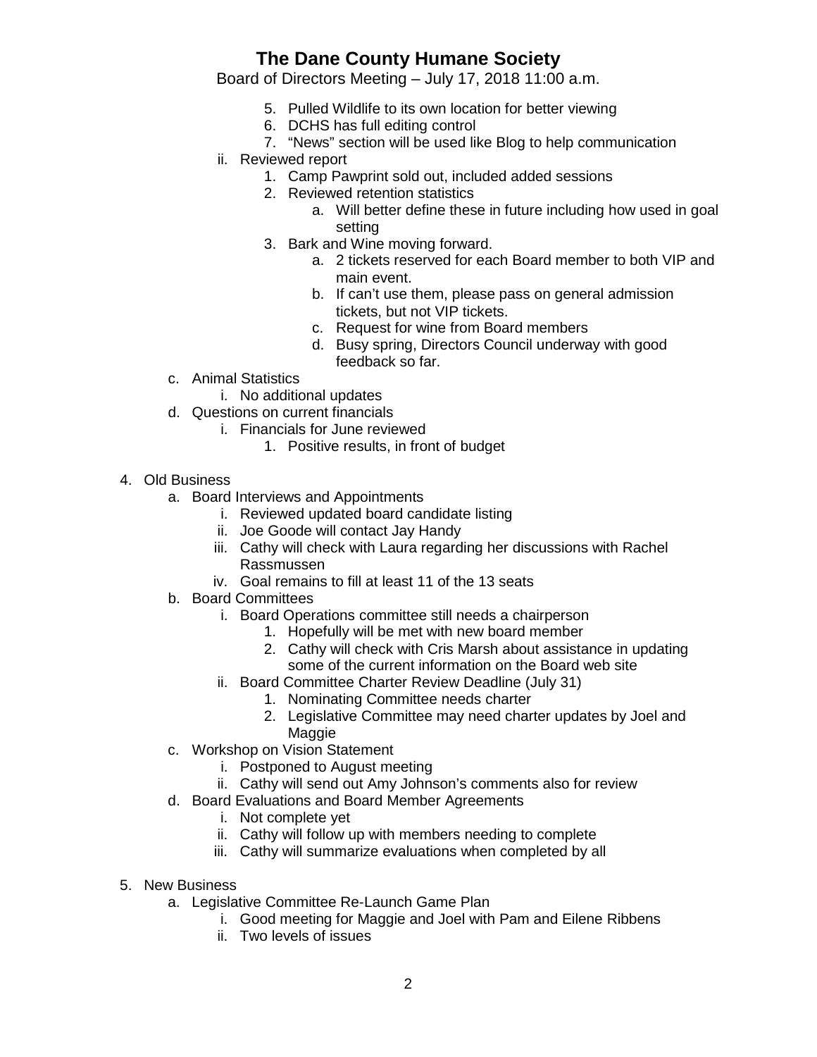# The Dane County Humane Society

Board of Directors Meeting – July 17, 2018 11:00 a.m.

5. Pulled Wildlife to its own location for better viewing
6. DCHS has full editing control
7. "News" section will be used like Blog to help communication

ii. Reviewed report

1. Camp Pawprint sold out, included added sessions
2. Reviewed retention statistics
   a. Will better define these in future including how used in goal setting
3. Bark and Wine moving forward.
   a. 2 tickets reserved for each Board member to both VIP and main event.
   b. If can't use them, please pass on general admission tickets, but not VIP tickets.
   c. Request for wine from Board members
   d. Busy spring, Directors Council underway with good feedback so far.

c. Animal Statistics

i. No additional updates

d. Questions on current financials

i. Financials for June reviewed

1. Positive results, in front of budget

4. Old Business
   a. Board Interviews and Appointments
      i. Reviewed updated board candidate listing
      ii. Joe Goode will contact Jay Handy
      iii. Cathy will check with Laura regarding her discussions with Rachel Rassmussen
      iv. Goal remains to fill at least 11 of the 13 seats
   b. Board Committees
      i. Board Operations committee still needs a chairperson
         1. Hopefully will be met with new board member
         2. Cathy will check with Cris Marsh about assistance in updating some of the current information on the Board web site
      ii. Board Committee Charter Review Deadline (July 31)
         1. Nominating Committee needs charter
         2. Legislative Committee may need charter updates by Joel and Maggie
   c. Workshop on Vision Statement
      i. Postponed to August meeting
      ii. Cathy will send out Amy Johnson's comments also for review
   d. Board Evaluations and Board Member Agreements
      i. Not complete yet
      ii. Cathy will follow up with members needing to complete
      iii. Cathy will summarize evaluations when completed by all

5. New Business
   a. Legislative Committee Re-Launch Game Plan
      i. Good meeting for Maggie and Joel with Pam and Eilene Ribbens
      ii. Two levels of issues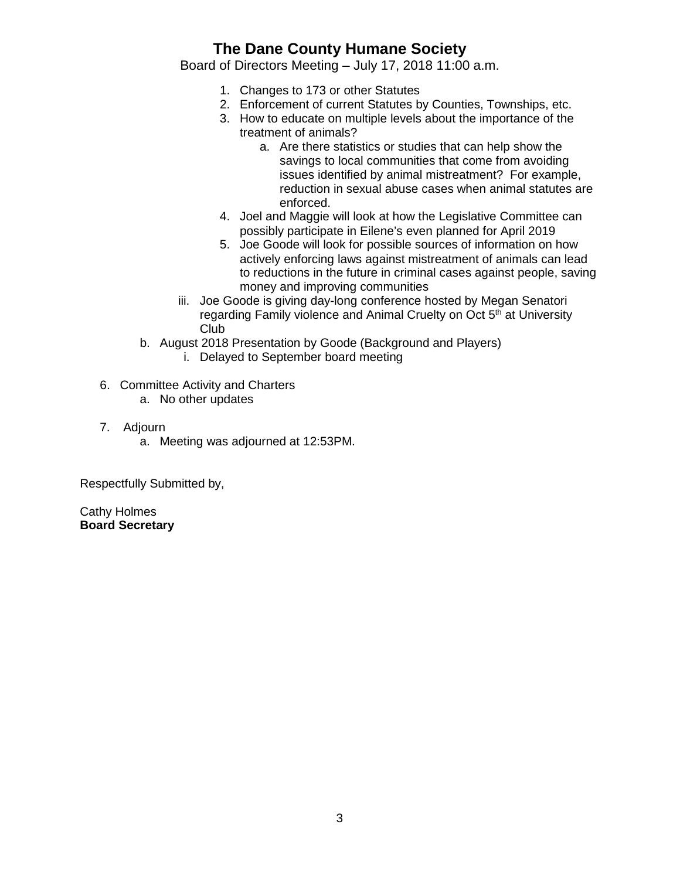# The Dane County Humane Society

Board of Directors Meeting – July 17, 2018 11:00 a.m.

1. Changes to 173 or other Statutes
2. Enforcement of current Statutes by Counties, Townships, etc.
3. How to educate on multiple levels about the importance of the treatment of animals?
   a. Are there statistics or studies that can help show the savings to local communities that come from avoiding issues identified by animal mistreatment? For example, reduction in sexual abuse cases when animal statutes are enforced.
4. Joel and Maggie will look at how the Legislative Committee can possibly participate in Eilene's even planned for April 2019
5. Joe Goode will look for possible sources of information on how actively enforcing laws against mistreatment of animals can lead to reductions in the future in criminal cases against people, saving money and improving communities

iii. Joe Goode is giving day-long conference hosted by Megan Senatori regarding Family violence and Animal Cruelty on Oct 5th at University Club

b. August 2018 Presentation by Goode (Background and Players)
   i. Delayed to September board meeting

6. Committee Activity and Charters
   a. No other updates

7. Adjourn
   a. Meeting was adjourned at 12:53PM.

Respectfully Submitted by,

Cathy Holmes
**Board Secretary**